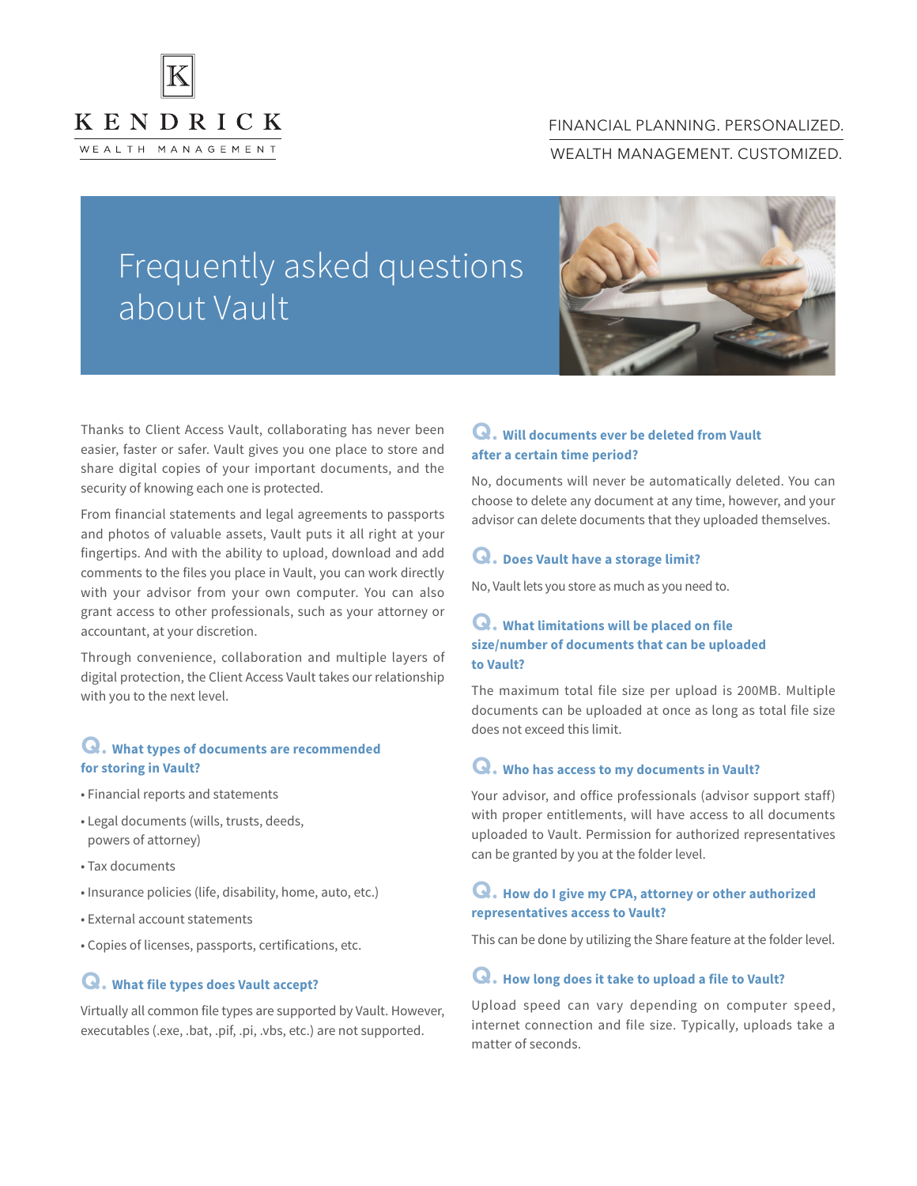KENDRICK

WEALTH MANAGEMENT

FINANCIAL PLANNING. PERSONALIZED.

WEALTH MANAGEMENT. CUSTOMIZED.

# Frequently asked questions about Vault

Thanks to Client Access Vault, collaborating has never been easier, faster or safer. Vault gives you one place to store and share digital copies of your important documents, and the security of knowing each one is protected.

From financial statements and legal agreements to passports and photos of valuable assets, Vault puts it all right at your fingertips. And with the ability to upload, download and add comments to the files you place in Vault, you can work directly with your advisor from your own computer. You can also grant access to other professionals, such as your attorney or accountant, at your discretion.

Through convenience, collaboration and multiple layers of digital protection, the Client Access Vault takes our relationship with you to the next level.

### Q. What types of documents are recommended for storing in Vault?

- Financial reports and statements
- Legal documents (wills, trusts, deeds, powers of attorney)
- Tax documents
- Insurance policies (life, disability, home, auto, etc.)
- External account statements
- Copies of licenses, passports, certifications, etc.

### Q. What file types does Vault accept?

Virtually all common file types are supported by Vault. However, executables (.exe, .bat, .pif, .pi, .vbs, etc.) are not supported.

### Q. Will documents ever be deleted from Vault after a certain time period?

No, documents will never be automatically deleted. You can choose to delete any document at any time, however, and your advisor can delete documents that they uploaded themselves.

### Q. Does Vault have a storage limit?

No, Vault lets you store as much as you need to.

### Q. What limitations will be placed on file size/number of documents that can be uploaded to Vault?

The maximum total file size per upload is 200MB. Multiple documents can be uploaded at once as long as total file size does not exceed this limit.

### Q. Who has access to my documents in Vault?

Your advisor, and office professionals (advisor support staff) with proper entitlements, will have access to all documents uploaded to Vault. Permission for authorized representatives can be granted by you at the folder level.

### Q. How do I give my CPA, attorney or other authorized representatives access to Vault?

This can be done by utilizing the Share feature at the folder level.

### Q. How long does it take to upload a file to Vault?

Upload speed can vary depending on computer speed, internet connection and file size. Typically, uploads take a matter of seconds.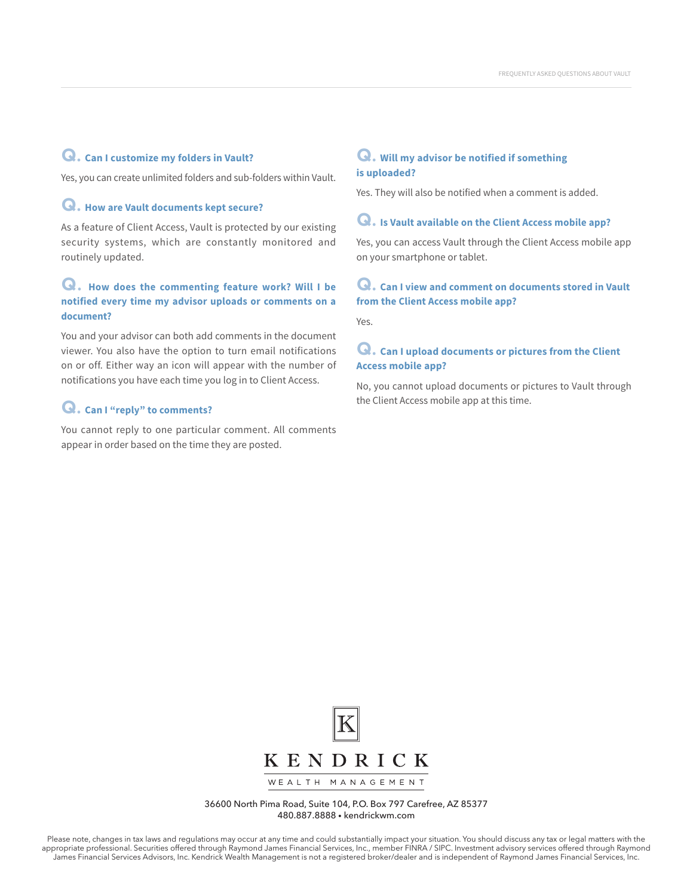**Q. Can I customize my folders in Vault?**

Yes, you can create unlimited folders and sub-folders within Vault.

**Q. How are Vault documents kept secure?**

As a feature of Client Access, Vault is protected by our existing security systems, which are constantly monitored and routinely updated.

**Q. How does the commenting feature work? Will I be notified every time my advisor uploads or comments on a document?**

You and your advisor can both add comments in the document viewer. You also have the option to turn email notifications on or off. Either way an icon will appear with the number of notifications you have each time you log in to Client Access.

**Q. Can I "reply" to comments?**

You cannot reply to one particular comment. All comments appear in order based on the time they are posted.

**Q. Will my advisor be notified if something is uploaded?**

Yes. They will also be notified when a comment is added.

**Q. Is Vault available on the Client Access mobile app?**

Yes, you can access Vault through the Client Access mobile app on your smartphone or tablet.

**Q. Can I view and comment on documents stored in Vault from the Client Access mobile app?**

Yes.

**Q. Can I upload documents or pictures from the Client Access mobile app?**

No, you cannot upload documents or pictures to Vault through the Client Access mobile app at this time.

KENDRICK

WEALTH MANAGEMENT

36600 North Pima Road, Suite 104, P.O. Box 797 Carefree, AZ 85377
480.887.8888 • kendrickwm.com

Please note, changes in tax laws and regulations may occur at any time and could substantially impact your situation. You should discuss any tax or legal matters with the appropriate professional. Securities offered through Raymond James Financial Services, Inc., member FINRA / SIPC. Investment advisory services offered through Raymond James Financial Services Advisors, Inc. Kendrick Wealth Management is not a registered broker/dealer and is independent of Raymond James Financial Services, Inc.